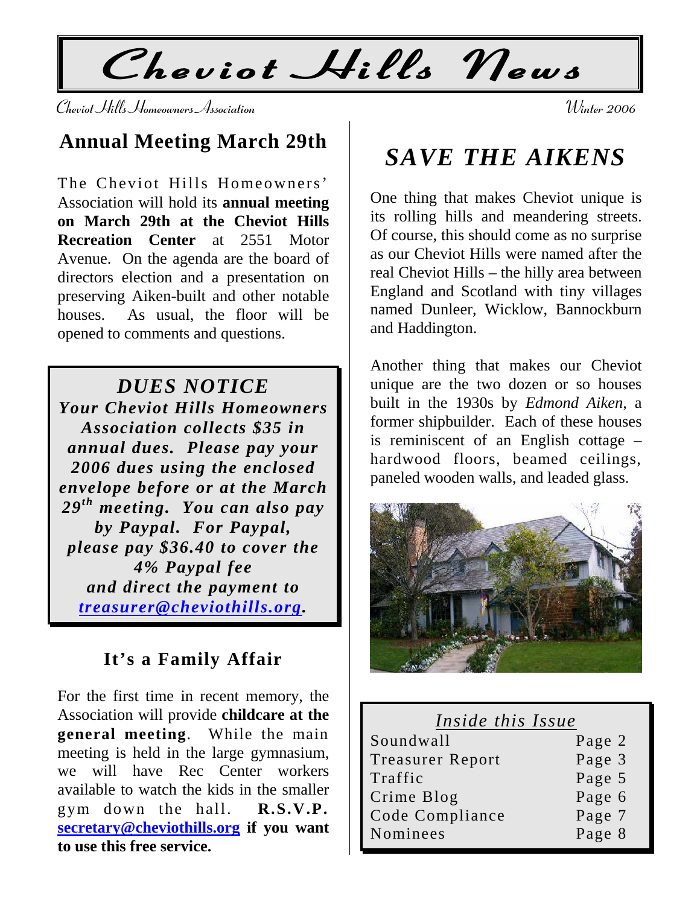# Cheviot Hills News

Cheviot Hills Homeowners Association

Winter 2006

## Annual Meeting March 29th

The Cheviot Hills Homeowners' Association will hold its **annual meeting on March 29th at the Cheviot Hills Recreation Center** at 2551 Motor Avenue. On the agenda are the board of directors election and a presentation on preserving Aiken-built and other notable houses. As usual, the floor will be opened to comments and questions.

> ***DUES NOTICE***
>
> ***Your Cheviot Hills Homeowners Association collects $35 in annual dues. Please pay your 2006 dues using the enclosed envelope before or at the March 29th meeting. You can also pay by Paypal. For Paypal, please pay $36.40 to cover the 4% Paypal fee and direct the payment to treasurer@cheviothills.org.***

### It's a Family Affair

For the first time in recent memory, the Association will provide **childcare at the general meeting**. While the main meeting is held in the large gymnasium, we will have Rec Center workers available to watch the kids in the smaller gym down the hall. **R.S.V.P. secretary@cheviothills.org if you want to use this free service.**

## *SAVE THE AIKENS*

One thing that makes Cheviot unique is its rolling hills and meandering streets. Of course, this should come as no surprise as our Cheviot Hills were named after the real Cheviot Hills – the hilly area between England and Scotland with tiny villages named Dunleer, Wicklow, Bannockburn and Haddington.

Another thing that makes our Cheviot unique are the two dozen or so houses built in the 1930s by *Edmond Aiken*, a former shipbuilder. Each of these houses is reminiscent of an English cottage – hardwood floors, beamed ceilings, paneled wooden walls, and leaded glass.

| *Inside this Issue* | |
|---|---|
| Soundwall | Page 2 |
| Treasurer Report | Page 3 |
| Traffic | Page 5 |
| Crime Blog | Page 6 |
| Code Compliance | Page 7 |
| Nominees | Page 8 |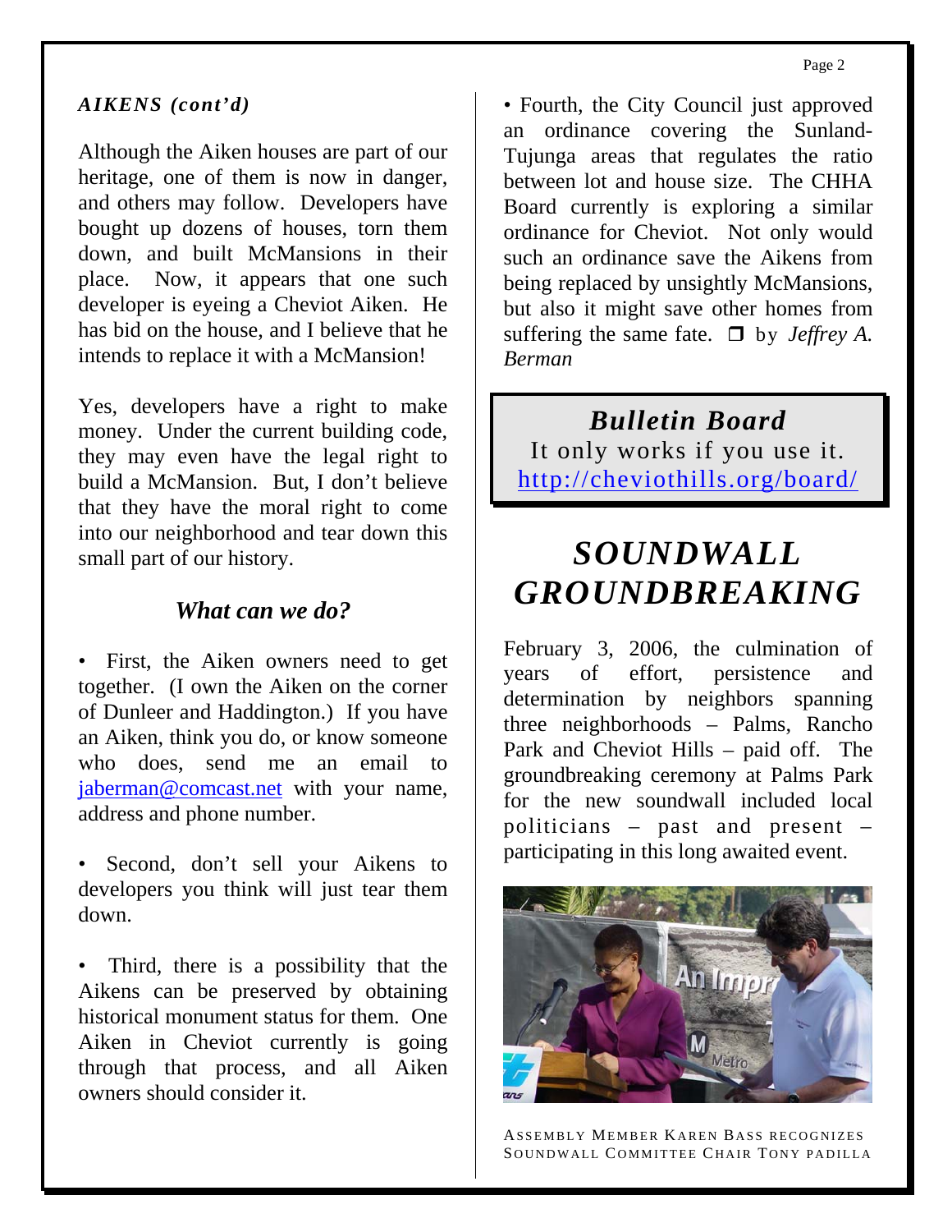### *AIKENS (cont'd)*

Although the Aiken houses are part of our heritage, one of them is now in danger, and others may follow. Developers have bought up dozens of houses, torn them down, and built McMansions in their place. Now, it appears that one such developer is eyeing a Cheviot Aiken. He has bid on the house, and I believe that he intends to replace it with a McMansion!

Yes, developers have a right to make money. Under the current building code, they may even have the legal right to build a McMansion. But, I don't believe that they have the moral right to come into our neighborhood and tear down this small part of our history.

### *What can we do?*

- First, the Aiken owners need to get together. (I own the Aiken on the corner of Dunleer and Haddington.) If you have an Aiken, think you do, or know someone who does, send me an email to jaberman@comcast.net with your name, address and phone number.

- Second, don't sell your Aikens to developers you think will just tear them down.

- Third, there is a possibility that the Aikens can be preserved by obtaining historical monument status for them. One Aiken in Cheviot currently is going through that process, and all Aiken owners should consider it.

- Fourth, the City Council just approved an ordinance covering the Sunland-Tujunga areas that regulates the ratio between lot and house size. The CHHA Board currently is exploring a similar ordinance for Cheviot. Not only would such an ordinance save the Aikens from being replaced by unsightly McMansions, but also it might save other homes from suffering the same fate. ❐ by *Jeffrey A. Berman*

---

***Bulletin Board***

It only works if you use it.

http://cheviothills.org/board/

---

## *SOUNDWALL GROUNDBREAKING*

February 3, 2006, the culmination of years of effort, persistence and determination by neighbors spanning three neighborhoods – Palms, Rancho Park and Cheviot Hills – paid off. The groundbreaking ceremony at Palms Park for the new soundwall included local politicians – past and present – participating in this long awaited event.

ASSEMBLY MEMBER KAREN BASS RECOGNIZES SOUNDWALL COMMITTEE CHAIR TONY PADILLA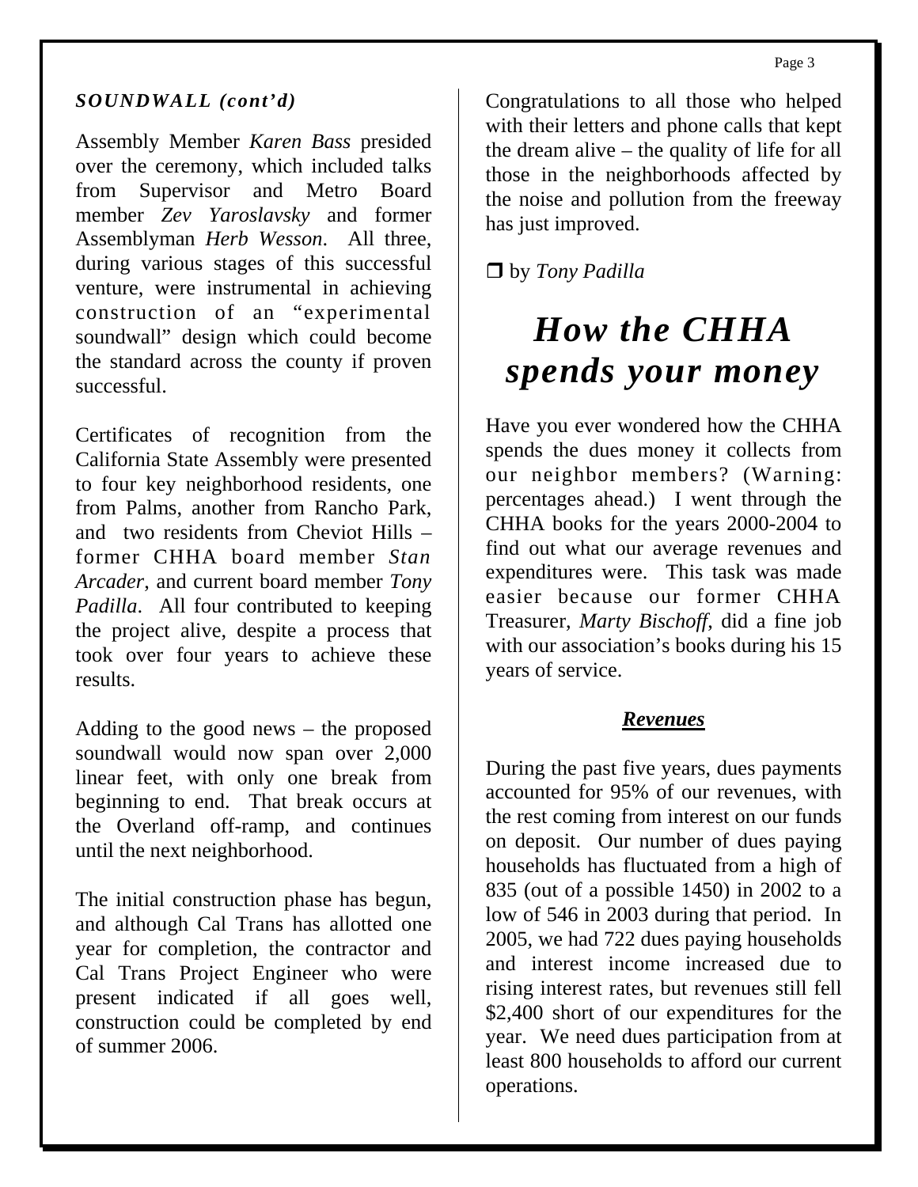*SOUNDWALL (cont'd)*

Assembly Member *Karen Bass* presided over the ceremony, which included talks from Supervisor and Metro Board member *Zev Yaroslavsky* and former Assemblyman *Herb Wesson*. All three, during various stages of this successful venture, were instrumental in achieving construction of an "experimental soundwall" design which could become the standard across the county if proven successful.

Certificates of recognition from the California State Assembly were presented to four key neighborhood residents, one from Palms, another from Rancho Park, and two residents from Cheviot Hills – former CHHA board member *Stan Arcader*, and current board member *Tony Padilla*. All four contributed to keeping the project alive, despite a process that took over four years to achieve these results.

Adding to the good news – the proposed soundwall would now span over 2,000 linear feet, with only one break from beginning to end. That break occurs at the Overland off-ramp, and continues until the next neighborhood.

The initial construction phase has begun, and although Cal Trans has allotted one year for completion, the contractor and Cal Trans Project Engineer who were present indicated if all goes well, construction could be completed by end of summer 2006.

Congratulations to all those who helped with their letters and phone calls that kept the dream alive – the quality of life for all those in the neighborhoods affected by the noise and pollution from the freeway has just improved.

❒ by *Tony Padilla*

# *How the CHHA spends your money*

Have you ever wondered how the CHHA spends the dues money it collects from our neighbor members? (Warning: percentages ahead.) I went through the CHHA books for the years 2000-2004 to find out what our average revenues and expenditures were. This task was made easier because our former CHHA Treasurer, *Marty Bischoff*, did a fine job with our association's books during his 15 years of service.

## ***Revenues***

During the past five years, dues payments accounted for 95% of our revenues, with the rest coming from interest on our funds on deposit. Our number of dues paying households has fluctuated from a high of 835 (out of a possible 1450) in 2002 to a low of 546 in 2003 during that period. In 2005, we had 722 dues paying households and interest income increased due to rising interest rates, but revenues still fell $2,400 short of our expenditures for the year. We need dues participation from at least 800 households to afford our current operations.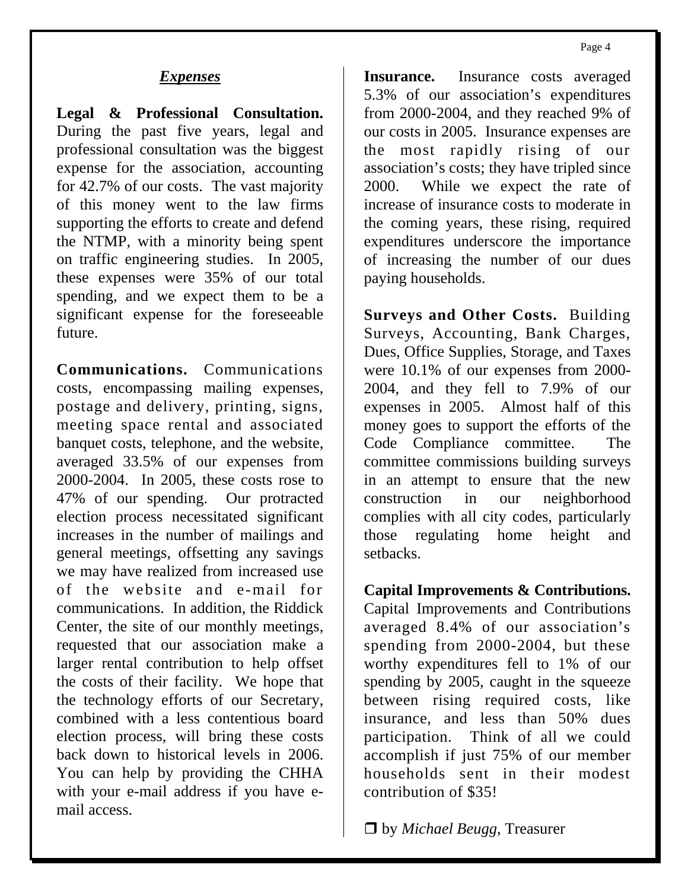## *Expenses*

**Legal & Professional Consultation.** During the past five years, legal and professional consultation was the biggest expense for the association, accounting for 42.7% of our costs. The vast majority of this money went to the law firms supporting the efforts to create and defend the NTMP, with a minority being spent on traffic engineering studies. In 2005, these expenses were 35% of our total spending, and we expect them to be a significant expense for the foreseeable future.

**Communications.** Communications costs, encompassing mailing expenses, postage and delivery, printing, signs, meeting space rental and associated banquet costs, telephone, and the website, averaged 33.5% of our expenses from 2000-2004. In 2005, these costs rose to 47% of our spending. Our protracted election process necessitated significant increases in the number of mailings and general meetings, offsetting any savings we may have realized from increased use of the website and e-mail for communications. In addition, the Riddick Center, the site of our monthly meetings, requested that our association make a larger rental contribution to help offset the costs of their facility. We hope that the technology efforts of our Secretary, combined with a less contentious board election process, will bring these costs back down to historical levels in 2006. You can help by providing the CHHA with your e-mail address if you have e-mail access.

**Insurance.** Insurance costs averaged 5.3% of our association's expenditures from 2000-2004, and they reached 9% of our costs in 2005. Insurance expenses are the most rapidly rising of our association's costs; they have tripled since 2000. While we expect the rate of increase of insurance costs to moderate in the coming years, these rising, required expenditures underscore the importance of increasing the number of our dues paying households.

**Surveys and Other Costs.** Building Surveys, Accounting, Bank Charges, Dues, Office Supplies, Storage, and Taxes were 10.1% of our expenses from 2000-2004, and they fell to 7.9% of our expenses in 2005. Almost half of this money goes to support the efforts of the Code Compliance committee. The committee commissions building surveys in an attempt to ensure that the new construction in our neighborhood complies with all city codes, particularly those regulating home height and setbacks.

**Capital Improvements & Contributions.** Capital Improvements and Contributions averaged 8.4% of our association's spending from 2000-2004, but these worthy expenditures fell to 1% of our spending by 2005, caught in the squeeze between rising required costs, like insurance, and less than 50% dues participation. Think of all we could accomplish if just 75% of our member households sent in their modest contribution of $35!

❒ by *Michael Beugg*, Treasurer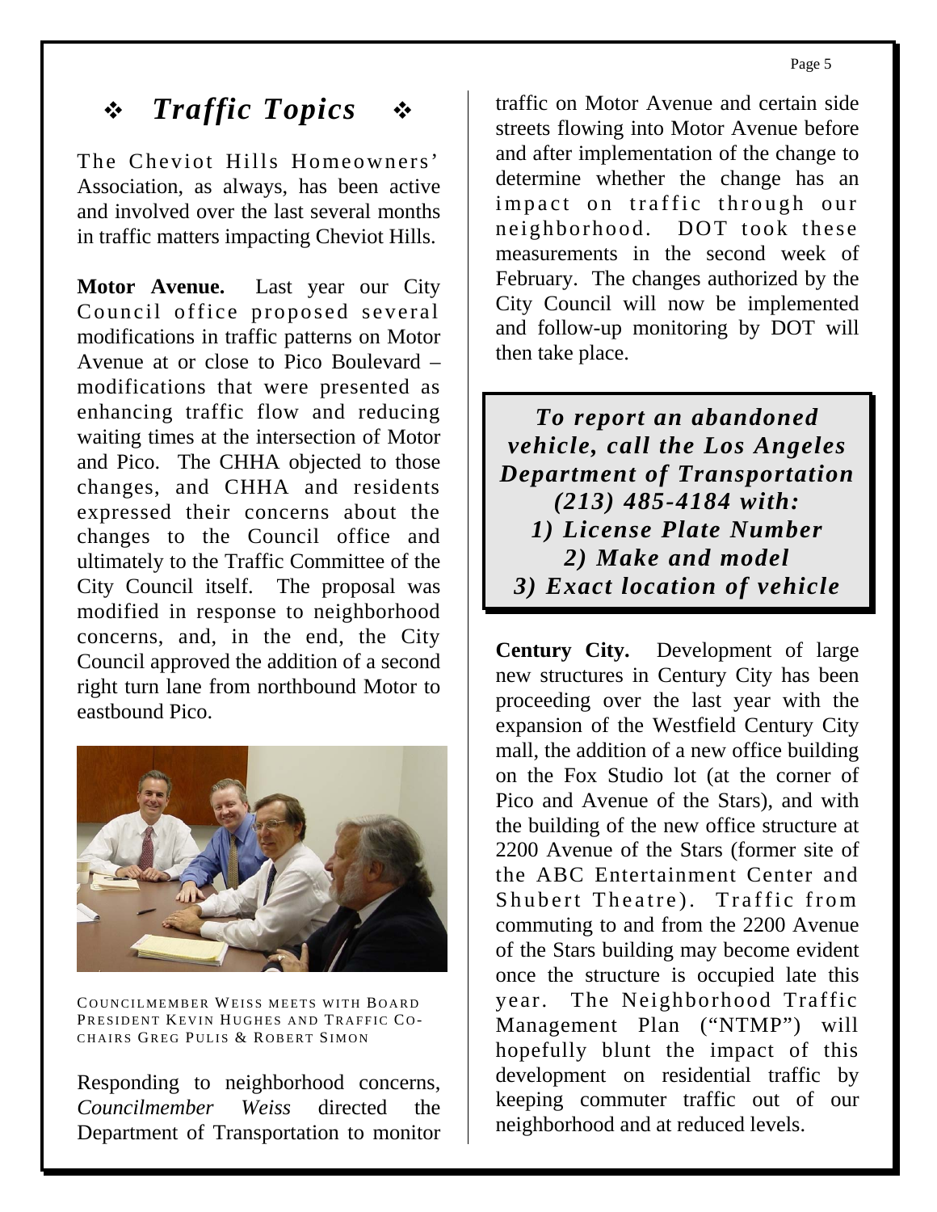## ❖ *Traffic Topics* ❖

The Cheviot Hills Homeowners' Association, as always, has been active and involved over the last several months in traffic matters impacting Cheviot Hills.

**Motor Avenue.** Last year our City Council office proposed several modifications in traffic patterns on Motor Avenue at or close to Pico Boulevard – modifications that were presented as enhancing traffic flow and reducing waiting times at the intersection of Motor and Pico. The CHHA objected to those changes, and CHHA and residents expressed their concerns about the changes to the Council office and ultimately to the Traffic Committee of the City Council itself. The proposal was modified in response to neighborhood concerns, and, in the end, the City Council approved the addition of a second right turn lane from northbound Motor to eastbound Pico.

COUNCILMEMBER WEISS MEETS WITH BOARD PRESIDENT KEVIN HUGHES AND TRAFFIC CO-CHAIRS GREG PULIS & ROBERT SIMON

Responding to neighborhood concerns, *Councilmember Weiss* directed the Department of Transportation to monitor traffic on Motor Avenue and certain side streets flowing into Motor Avenue before and after implementation of the change to determine whether the change has an impact on traffic through our neighborhood. DOT took these measurements in the second week of February. The changes authorized by the City Council will now be implemented and follow-up monitoring by DOT will then take place.

***To report an abandoned vehicle, call the Los Angeles Department of Transportation (213) 485-4184 with:***
***1) License Plate Number***
***2) Make and model***
***3) Exact location of vehicle***

**Century City.** Development of large new structures in Century City has been proceeding over the last year with the expansion of the Westfield Century City mall, the addition of a new office building on the Fox Studio lot (at the corner of Pico and Avenue of the Stars), and with the building of the new office structure at 2200 Avenue of the Stars (former site of the ABC Entertainment Center and Shubert Theatre). Traffic from commuting to and from the 2200 Avenue of the Stars building may become evident once the structure is occupied late this year. The Neighborhood Traffic Management Plan ("NTMP") will hopefully blunt the impact of this development on residential traffic by keeping commuter traffic out of our neighborhood and at reduced levels.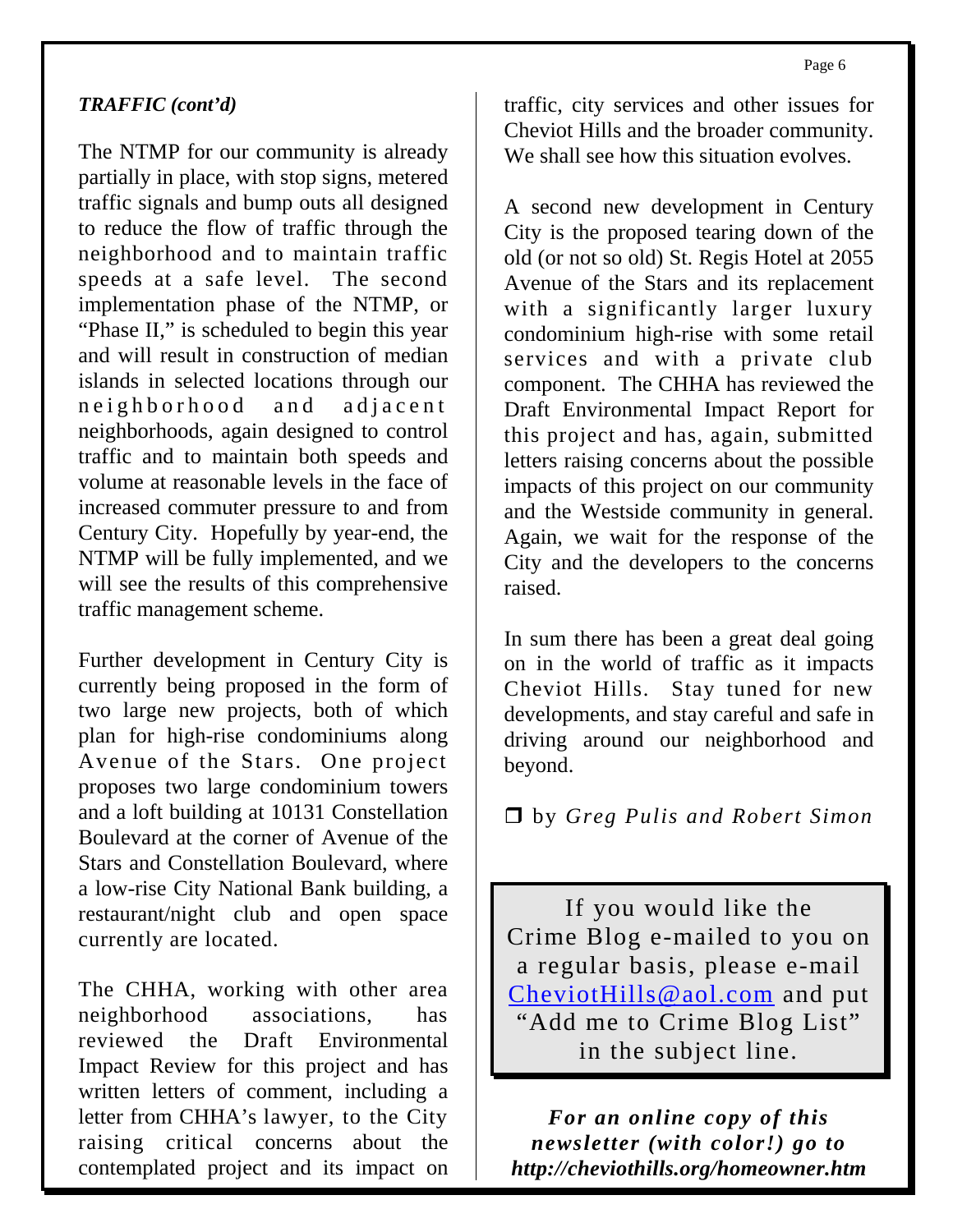*TRAFFIC (cont'd)*

The NTMP for our community is already partially in place, with stop signs, metered traffic signals and bump outs all designed to reduce the flow of traffic through the neighborhood and to maintain traffic speeds at a safe level. The second implementation phase of the NTMP, or "Phase II," is scheduled to begin this year and will result in construction of median islands in selected locations through our neighborhood and adjacent neighborhoods, again designed to control traffic and to maintain both speeds and volume at reasonable levels in the face of increased commuter pressure to and from Century City. Hopefully by year-end, the NTMP will be fully implemented, and we will see the results of this comprehensive traffic management scheme.

Further development in Century City is currently being proposed in the form of two large new projects, both of which plan for high-rise condominiums along Avenue of the Stars. One project proposes two large condominium towers and a loft building at 10131 Constellation Boulevard at the corner of Avenue of the Stars and Constellation Boulevard, where a low-rise City National Bank building, a restaurant/night club and open space currently are located.

The CHHA, working with other area neighborhood associations, has reviewed the Draft Environmental Impact Review for this project and has written letters of comment, including a letter from CHHA's lawyer, to the City raising critical concerns about the contemplated project and its impact on traffic, city services and other issues for Cheviot Hills and the broader community. We shall see how this situation evolves.

A second new development in Century City is the proposed tearing down of the old (or not so old) St. Regis Hotel at 2055 Avenue of the Stars and its replacement with a significantly larger luxury condominium high-rise with some retail services and with a private club component. The CHHA has reviewed the Draft Environmental Impact Report for this project and has, again, submitted letters raising concerns about the possible impacts of this project on our community and the Westside community in general. Again, we wait for the response of the City and the developers to the concerns raised.

In sum there has been a great deal going on in the world of traffic as it impacts Cheviot Hills. Stay tuned for new developments, and stay careful and safe in driving around our neighborhood and beyond.

❒ by *Greg Pulis and Robert Simon*

If you would like the Crime Blog e-mailed to you on a regular basis, please e-mail CheviotHills@aol.com and put "Add me to Crime Blog List" in the subject line.

***For an online copy of this newsletter (with color!) go to http://cheviothills.org/homeowner.htm***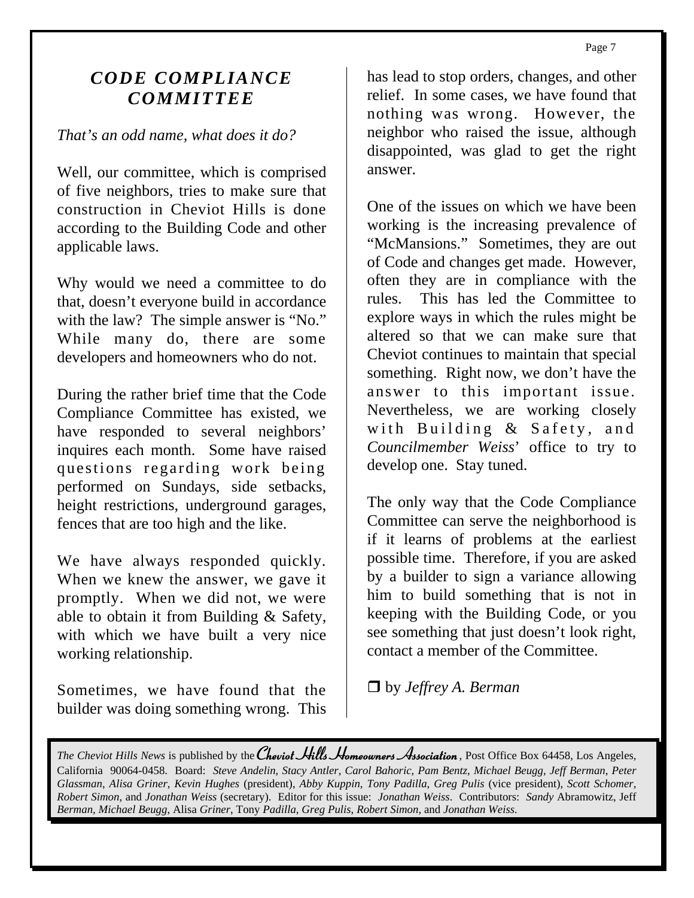## *CODE COMPLIANCE COMMITTEE*

*That's an odd name, what does it do?*

Well, our committee, which is comprised of five neighbors, tries to make sure that construction in Cheviot Hills is done according to the Building Code and other applicable laws.

Why would we need a committee to do that, doesn't everyone build in accordance with the law? The simple answer is "No." While many do, there are some developers and homeowners who do not.

During the rather brief time that the Code Compliance Committee has existed, we have responded to several neighbors' inquires each month. Some have raised questions regarding work being performed on Sundays, side setbacks, height restrictions, underground garages, fences that are too high and the like.

We have always responded quickly. When we knew the answer, we gave it promptly. When we did not, we were able to obtain it from Building & Safety, with which we have built a very nice working relationship.

Sometimes, we have found that the builder was doing something wrong. This has lead to stop orders, changes, and other relief. In some cases, we have found that nothing was wrong. However, the neighbor who raised the issue, although disappointed, was glad to get the right answer.

One of the issues on which we have been working is the increasing prevalence of "McMansions." Sometimes, they are out of Code and changes get made. However, often they are in compliance with the rules. This has led the Committee to explore ways in which the rules might be altered so that we can make sure that Cheviot continues to maintain that special something. Right now, we don't have the answer to this important issue. Nevertheless, we are working closely with Building & Safety, and *Councilmember Weiss*' office to try to develop one. Stay tuned.

The only way that the Code Compliance Committee can serve the neighborhood is if it learns of problems at the earliest possible time. Therefore, if you are asked by a builder to sign a variance allowing him to build something that is not in keeping with the Building Code, or you see something that just doesn't look right, contact a member of the Committee.

❒ by *Jeffrey A. Berman*

*The Cheviot Hills News* is published by the *Cheviot Hills Homeowners Association*, Post Office Box 64458, Los Angeles, California 90064-0458. Board: *Steve Andelin, Stacy Antler, Carol Bahoric, Pam Bentz, Michael Beugg, Jeff Berman, Peter Glassman, Alisa Griner, Kevin Hughes* (president), *Abby Kuppin, Tony Padilla, Greg Pulis* (vice president), *Scott Schomer, Robert Simon,* and *Jonathan Weiss* (secretary). Editor for this issue: *Jonathan Weiss*. Contributors: *Sandy* Abramowitz, Jeff *Berman, Michael Beugg,* Alisa *Griner*, Tony *Padilla, Greg Pulis, Robert Simon,* and *Jonathan Weiss.*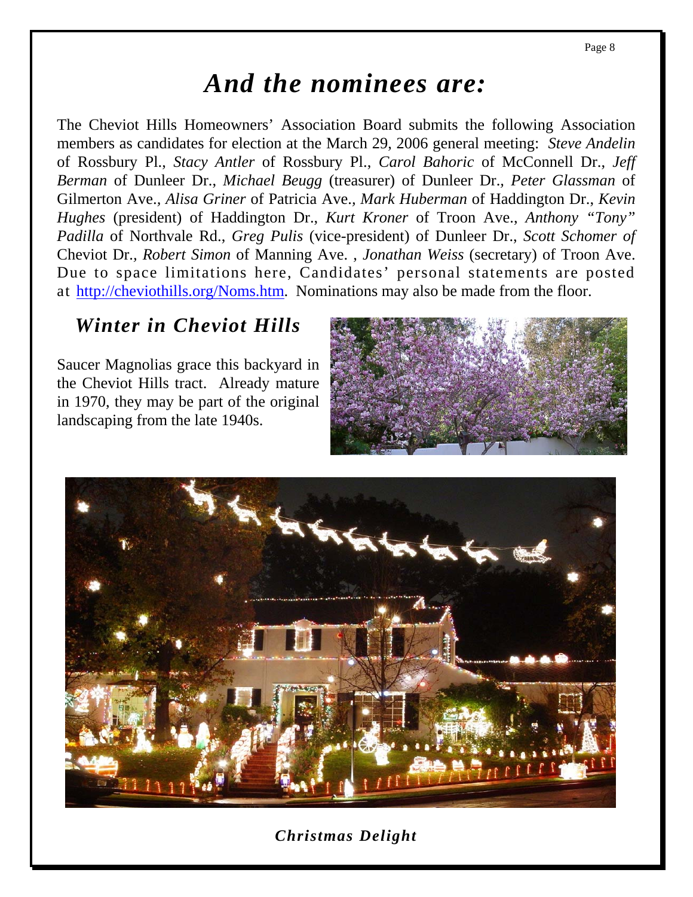# *And the nominees are:*

The Cheviot Hills Homeowners' Association Board submits the following Association members as candidates for election at the March 29, 2006 general meeting: *Steve Andelin* of Rossbury Pl., *Stacy Antler* of Rossbury Pl., *Carol Bahoric* of McConnell Dr., *Jeff Berman* of Dunleer Dr., *Michael Beugg* (treasurer) of Dunleer Dr., *Peter Glassman* of Gilmerton Ave., *Alisa Griner* of Patricia Ave., *Mark Huberman* of Haddington Dr., *Kevin Hughes* (president) of Haddington Dr., *Kurt Kroner* of Troon Ave., *Anthony "Tony" Padilla* of Northvale Rd., *Greg Pulis* (vice-president) of Dunleer Dr., *Scott Schomer of* Cheviot Dr., *Robert Simon* of Manning Ave. , *Jonathan Weiss* (secretary) of Troon Ave. Due to space limitations here, Candidates' personal statements are posted at http://cheviothills.org/Noms.htm. Nominations may also be made from the floor.

## *Winter in Cheviot Hills*

Saucer Magnolias grace this backyard in the Cheviot Hills tract. Already mature in 1970, they may be part of the original landscaping from the late 1940s.

***Christmas Delight***